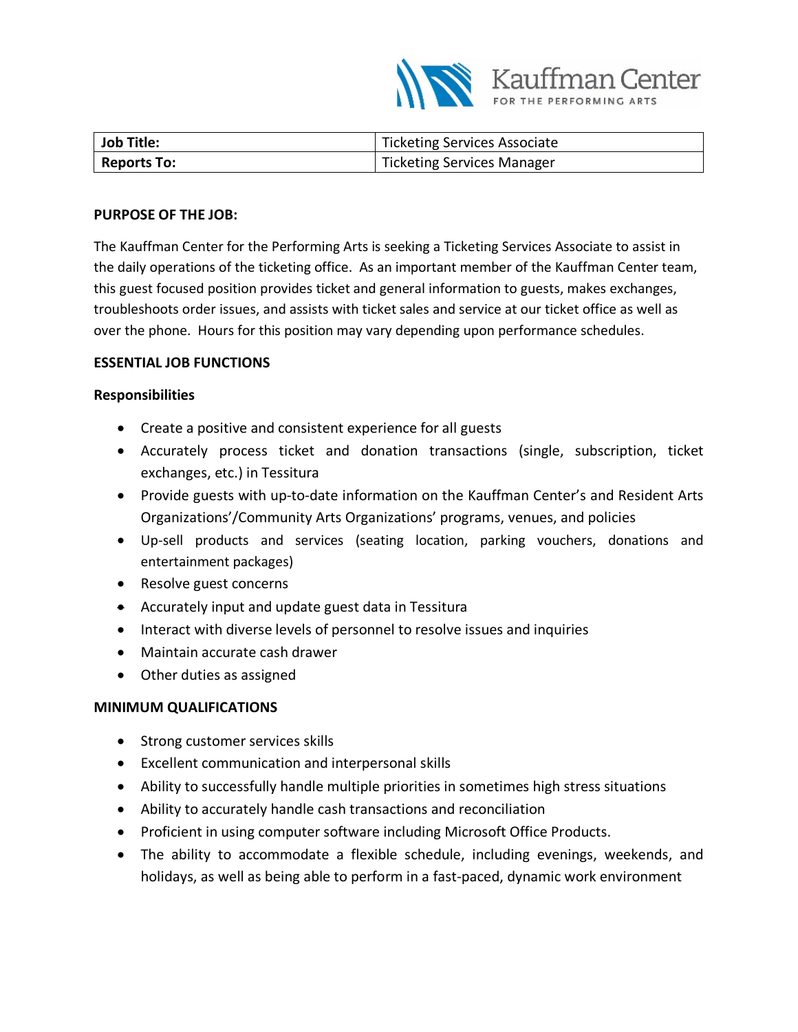Kauffman Center FOR THE PERFORMING ARTS

| | |
|---|---|
| **Job Title:** | Ticketing Services Associate |
| **Reports To:** | Ticketing Services Manager |

**PURPOSE OF THE JOB:**

The Kauffman Center for the Performing Arts is seeking a Ticketing Services Associate to assist in the daily operations of the ticketing office. As an important member of the Kauffman Center team, this guest focused position provides ticket and general information to guests, makes exchanges, troubleshoots order issues, and assists with ticket sales and service at our ticket office as well as over the phone. Hours for this position may vary depending upon performance schedules.

**ESSENTIAL JOB FUNCTIONS**

**Responsibilities**

- Create a positive and consistent experience for all guests
- Accurately process ticket and donation transactions (single, subscription, ticket exchanges, etc.) in Tessitura
- Provide guests with up-to-date information on the Kauffman Center's and Resident Arts Organizations'/Community Arts Organizations' programs, venues, and policies
- Up-sell products and services (seating location, parking vouchers, donations and entertainment packages)
- Resolve guest concerns
- Accurately input and update guest data in Tessitura
- Interact with diverse levels of personnel to resolve issues and inquiries
- Maintain accurate cash drawer
- Other duties as assigned

**MINIMUM QUALIFICATIONS**

- Strong customer services skills
- Excellent communication and interpersonal skills
- Ability to successfully handle multiple priorities in sometimes high stress situations
- Ability to accurately handle cash transactions and reconciliation
- Proficient in using computer software including Microsoft Office Products.
- The ability to accommodate a flexible schedule, including evenings, weekends, and holidays, as well as being able to perform in a fast-paced, dynamic work environment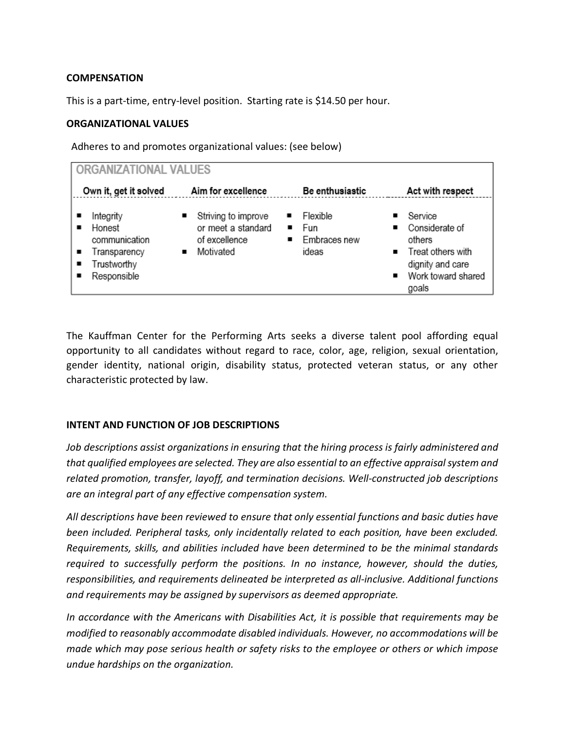**COMPENSATION**

This is a part-time, entry-level position. Starting rate is $14.50 per hour.

**ORGANIZATIONAL VALUES**

Adheres to and promotes organizational values: (see below)

| ORGANIZATIONAL VALUES | | | |
|---|---|---|---|
| **Own it, get it solved** | **Aim for excellence** | **Be enthusiastic** | **Act with respect** |
| ▪ Integrity<br>▪ Honest communication<br>▪ Transparency<br>▪ Trustworthy<br>▪ Responsible | ▪ Striving to improve or meet a standard of excellence<br>▪ Motivated | ▪ Flexible<br>▪ Fun<br>▪ Embraces new ideas | ▪ Service<br>▪ Considerate of others<br>▪ Treat others with dignity and care<br>▪ Work toward shared goals |

The Kauffman Center for the Performing Arts seeks a diverse talent pool affording equal opportunity to all candidates without regard to race, color, age, religion, sexual orientation, gender identity, national origin, disability status, protected veteran status, or any other characteristic protected by law.

**INTENT AND FUNCTION OF JOB DESCRIPTIONS**

*Job descriptions assist organizations in ensuring that the hiring process is fairly administered and that qualified employees are selected. They are also essential to an effective appraisal system and related promotion, transfer, layoff, and termination decisions. Well-constructed job descriptions are an integral part of any effective compensation system.*

*All descriptions have been reviewed to ensure that only essential functions and basic duties have been included. Peripheral tasks, only incidentally related to each position, have been excluded. Requirements, skills, and abilities included have been determined to be the minimal standards required to successfully perform the positions. In no instance, however, should the duties, responsibilities, and requirements delineated be interpreted as all-inclusive. Additional functions and requirements may be assigned by supervisors as deemed appropriate.*

*In accordance with the Americans with Disabilities Act, it is possible that requirements may be modified to reasonably accommodate disabled individuals. However, no accommodations will be made which may pose serious health or safety risks to the employee or others or which impose undue hardships on the organization.*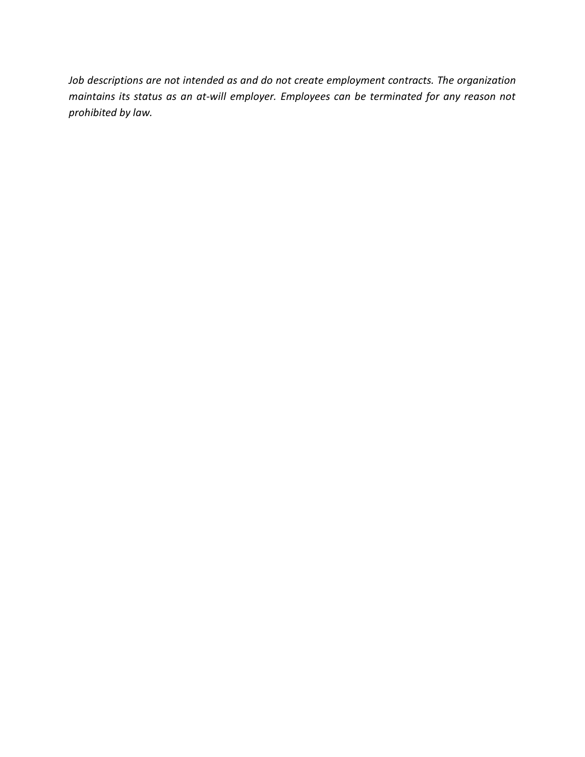*Job descriptions are not intended as and do not create employment contracts. The organization maintains its status as an at-will employer. Employees can be terminated for any reason not prohibited by law.*